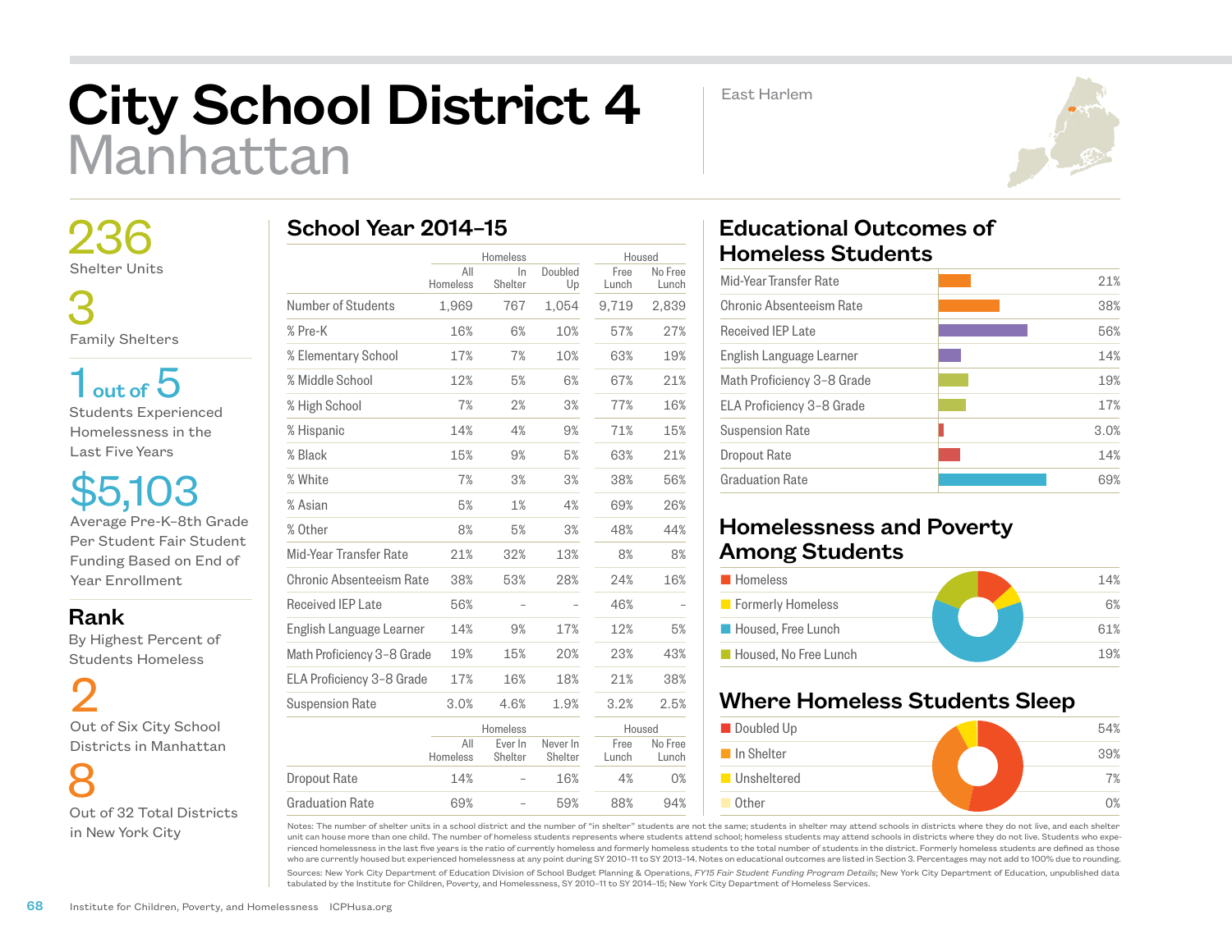# City School District 4
## Manhattan

East Harlem

**236**
Shelter Units

**3**
Family Shelters

**1 out of 5**
Students Experienced Homelessness in the Last Five Years

**$5,103**
Average Pre-K–8th Grade Per Student Fair Student Funding Based on End of Year Enrollment

### Rank
By Highest Percent of Students Homeless

**2**
Out of Six City School Districts in Manhattan

**8**
Out of 32 Total Districts in New York City

## School Year 2014–15

| | Homeless | | | Housed | |
|---|---|---|---|---|---|
| | All Homeless | In Shelter | Doubled Up | Free Lunch | No Free Lunch |
| Number of Students | 1,969 | 767 | 1,054 | 9,719 | 2,839 |
| % Pre-K | 16% | 6% | 10% | 57% | 27% |
| % Elementary School | 17% | 7% | 10% | 63% | 19% |
| % Middle School | 12% | 5% | 6% | 67% | 21% |
| % High School | 7% | 2% | 3% | 77% | 16% |
| % Hispanic | 14% | 4% | 9% | 71% | 15% |
| % Black | 15% | 9% | 5% | 63% | 21% |
| % White | 7% | 3% | 3% | 38% | 56% |
| % Asian | 5% | 1% | 4% | 69% | 26% |
| % Other | 8% | 5% | 3% | 48% | 44% |
| Mid-Year Transfer Rate | 21% | 32% | 13% | 8% | 8% |
| Chronic Absenteeism Rate | 38% | 53% | 28% | 24% | 16% |
| Received IEP Late | 56% | – | – | 46% | – |
| English Language Learner | 14% | 9% | 17% | 12% | 5% |
| Math Proficiency 3–8 Grade | 19% | 15% | 20% | 23% | 43% |
| ELA Proficiency 3–8 Grade | 17% | 16% | 18% | 21% | 38% |
| Suspension Rate | 3.0% | 4.6% | 1.9% | 3.2% | 2.5% |

| | Homeless | | | Housed | |
|---|---|---|---|---|---|
| | All Homeless | Ever In Shelter | Never In Shelter | Free Lunch | No Free Lunch |
| Dropout Rate | 14% | – | 16% | 4% | 0% |
| Graduation Rate | 69% | – | 59% | 88% | 94% |

## Educational Outcomes of Homeless Students

| Outcome | Rate |
|---|---|
| Mid-Year Transfer Rate | 21% |
| Chronic Absenteeism Rate | 38% |
| Received IEP Late | 56% |
| English Language Learner | 14% |
| Math Proficiency 3–8 Grade | 19% |
| ELA Proficiency 3–8 Grade | 17% |
| Suspension Rate | 3.0% |
| Dropout Rate | 14% |
| Graduation Rate | 69% |

## Homelessness and Poverty Among Students

| Category | Percent |
|---|---|
| Homeless | 14% |
| Formerly Homeless | 6% |
| Housed, Free Lunch | 61% |
| Housed, No Free Lunch | 19% |

## Where Homeless Students Sleep

| Category | Percent |
|---|---|
| Doubled Up | 54% |
| In Shelter | 39% |
| Unsheltered | 7% |
| Other | 0% |

Notes: The number of shelter units in a school district and the number of "in shelter" students are not the same; students in shelter may attend schools in districts where they do not live, and each shelter unit can house more than one child. The number of homeless students represents where students attend school; homeless students may attend schools in districts where they do not live. Students who experienced homelessness in the last five years is the ratio of currently homeless and formerly homeless students to the total number of students in the district. Formerly homeless students are defined as those who are currently housed but experienced homelessness at any point during SY 2010–11 to SY 2013–14. Notes on educational outcomes are listed in Section 3. Percentages may not add to 100% due to rounding.

Sources: New York City Department of Education Division of School Budget Planning & Operations, *FY15 Fair Student Funding Program Details*; New York City Department of Education, unpublished data tabulated by the Institute for Children, Poverty, and Homelessness, SY 2010–11 to SY 2014–15; New York City Department of Homeless Services.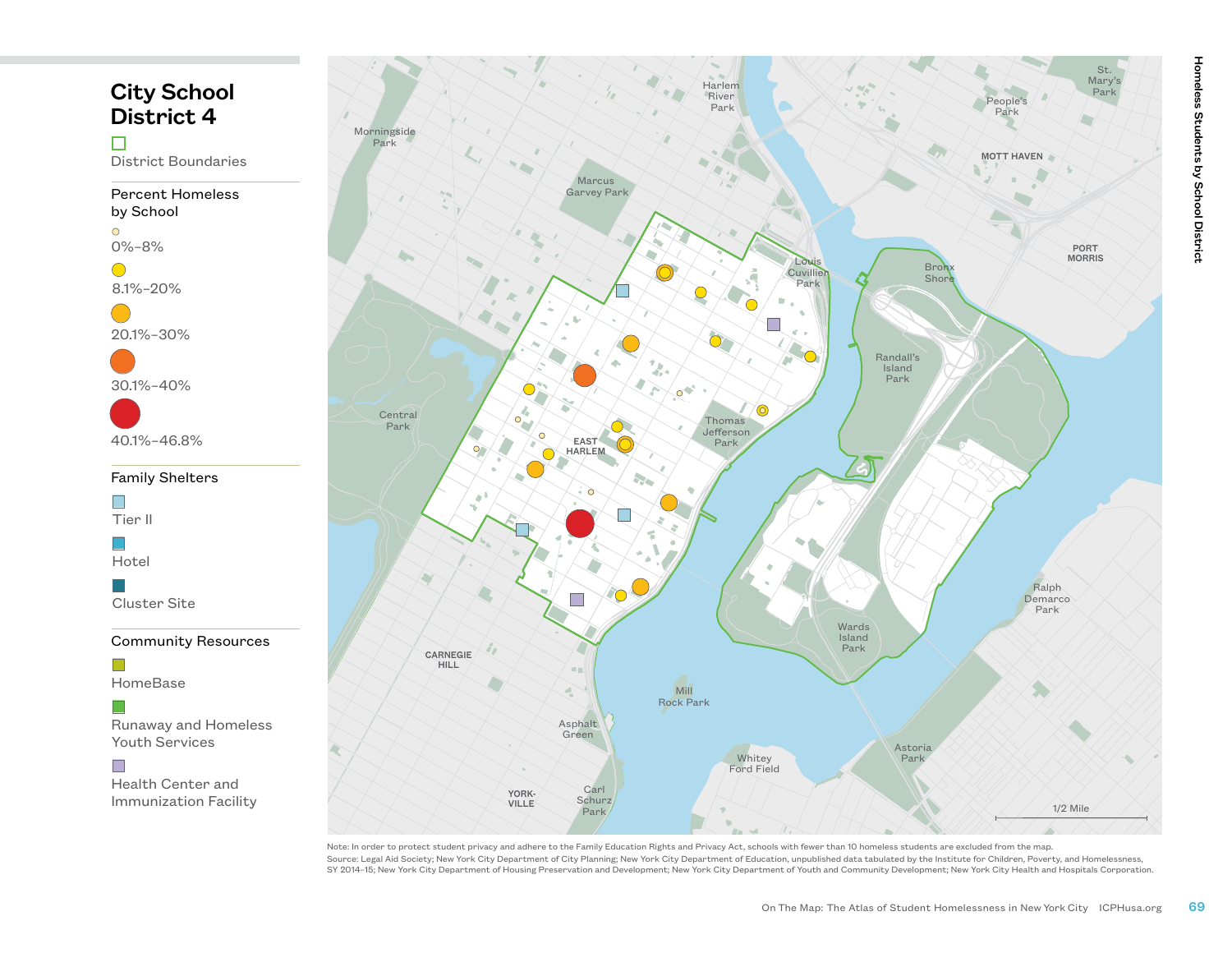# City School District 4

District Boundaries

Percent Homeless by School

0%–8%

8.1%–20%

20.1%–30%

30.1%–40%

40.1%–46.8%

Family Shelters

Tier II

Hotel

Cluster Site

Community Resources

HomeBase

Runaway and Homeless Youth Services

Health Center and Immunization Facility

Morningside Park

Harlem River Park

St. Mary's Park

People's Park

MOTT HAVEN

Marcus Garvey Park

PORT MORRIS

Louis Cuvillier Park

Bronx Shore

Randall's Island Park

Central Park

EAST HARLEM

Thomas Jefferson Park

Ralph Demarco Park

Wards Island Park

CARNEGIE HILL

Mill Rock Park

Asphalt Green

Whitey Ford Field

Astoria Park

YORK-VILLE

Carl Schurz Park

1/2 Mile

Note: In order to protect student privacy and adhere to the Family Education Rights and Privacy Act, schools with fewer than 10 homeless students are excluded from the map.

Source: Legal Aid Society; New York City Department of City Planning; New York City Department of Education, unpublished data tabulated by the Institute for Children, Poverty, and Homelessness, SY 2014–15; New York City Department of Housing Preservation and Development; New York City Department of Youth and Community Development; New York City Health and Hospitals Corporation.